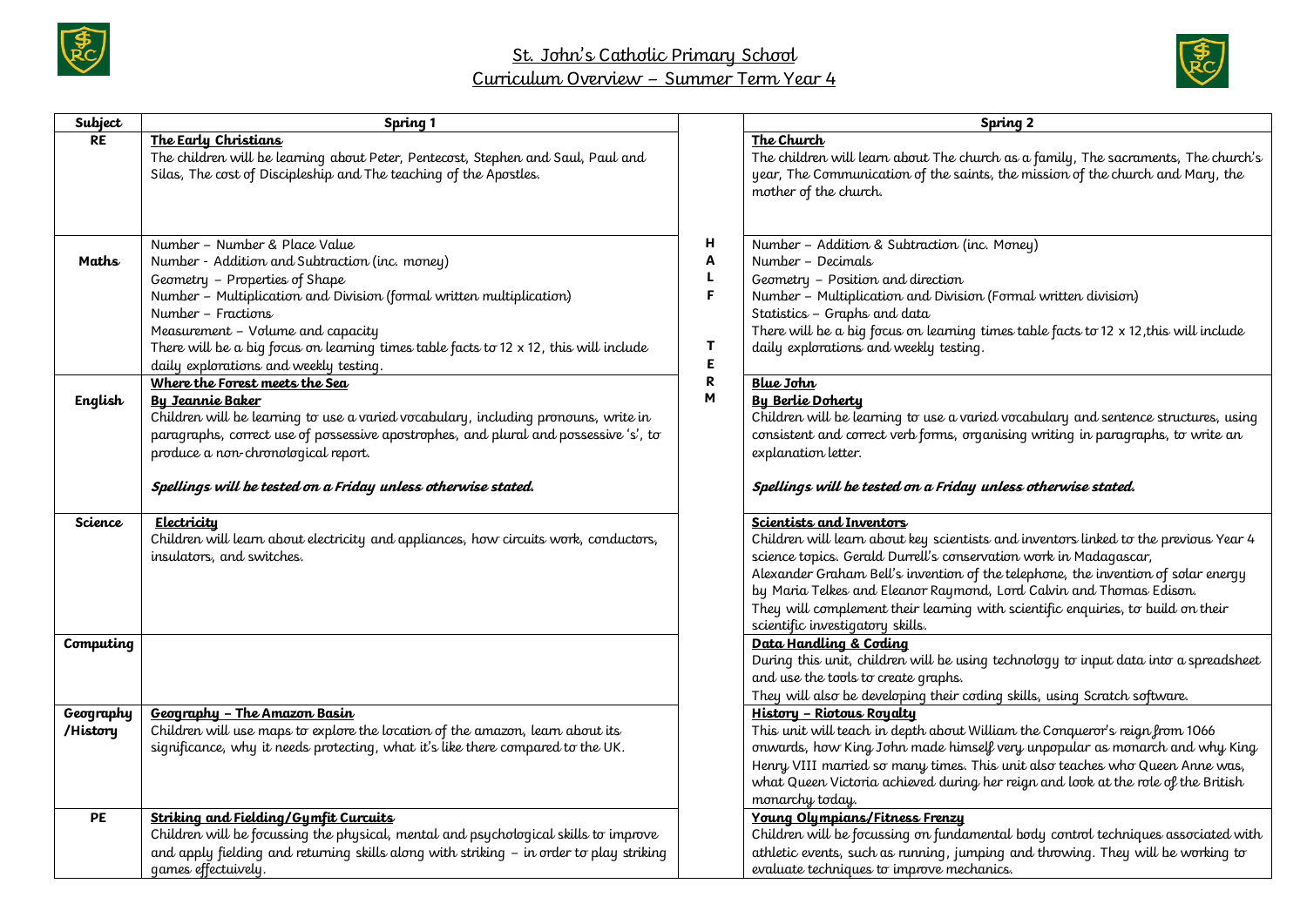# St. John's Catholic Primary School

## Curriculum Overview – Summer Term Year 4

| Subject | Spring 1 | | Spring 2 |
|---|---|---|---|
| **RE** | **The Early Christians**<br>The children will be learning about Peter, Pentecost, Stephen and Saul, Paul and Silas, The cost of Discipleship and The teaching of the Apostles. | | **The Church**<br>The children will learn about The church as a family, The sacraments, The church's year, The Communication of the saints, the mission of the church and Mary, the mother of the church. |
| **Maths** | Number – Number & Place Value<br>Number - Addition and Subtraction (inc. money)<br>Geometry – Properties of Shape<br>Number – Multiplication and Division (formal written multiplication)<br>Number – Fractions<br>Measurement – Volume and capacity<br>There will be a big focus on learning times table facts to 12 x 12, this will include daily explorations and weekly testing. | **HALF TERM** | Number – Addition & Subtraction (inc. Money)<br>Number – Decimals<br>Geometry – Position and direction<br>Number – Multiplication and Division (Formal written division)<br>Statistics – Graphs and data<br>There will be a big focus on learning times table facts to 12 x 12,this will include daily explorations and weekly testing. |
| **English** | **Where the Forest meets the Sea**<br>**By Jeannie Baker**<br>Children will be learning to use a varied vocabulary, including pronouns, write in paragraphs, correct use of possessive apostrophes, and plural and possessive 's', to produce a non-chronological report.<br><br>***Spellings will be tested on a Friday unless otherwise stated.*** | | **Blue John**<br>**By Berlie Doherty**<br>Children will be learning to use a varied vocabulary and sentence structures, using consistent and correct verb forms, organising writing in paragraphs, to write an explanation letter.<br><br>***Spellings will be tested on a Friday unless otherwise stated.*** |
| **Science** | **Electricity**<br>Children will learn about electricity and appliances, how circuits work, conductors, insulators, and switches. | | **Scientists and Inventors**<br>Children will learn about key scientists and inventors linked to the previous Year 4 science topics. Gerald Durrell's conservation work in Madagascar, Alexander Graham Bell's invention of the telephone, the invention of solar energy by Maria Telkes and Eleanor Raymond, Lord Calvin and Thomas Edison.<br>They will complement their learning with scientific enquiries, to build on their scientific investigatory skills. |
| **Computing** | | | **Data Handling & Coding**<br>During this unit, children will be using technology to input data into a spreadsheet and use the tools to create graphs.<br>They will also be developing their coding skills, using Scratch software. |
| **Geography /History** | **Geography – The Amazon Basin**<br>Children will use maps to explore the location of the amazon, learn about its significance, why it needs protecting, what it's like there compared to the UK. | | **History – Riotous Royalty**<br>This unit will teach in depth about William the Conqueror's reign from 1066 onwards, how King John made himself very unpopular as monarch and why King Henry VIII married so many times. This unit also teaches who Queen Anne was, what Queen Victoria achieved during her reign and look at the role of the British monarchy today. |
| **PE** | **Striking and Fielding/Gymfit Curcuits**<br>Children will be focussing the physical, mental and psychological skills to improve and apply fielding and returning skills along with striking – in order to play striking games effectuively. | | **Young Olympians/Fitness Frenzy**<br>Children will be focussing on fundamental body control techniques associated with athletic events, such as running, jumping and throwing. They will be working to evaluate techniques to improve mechanics. |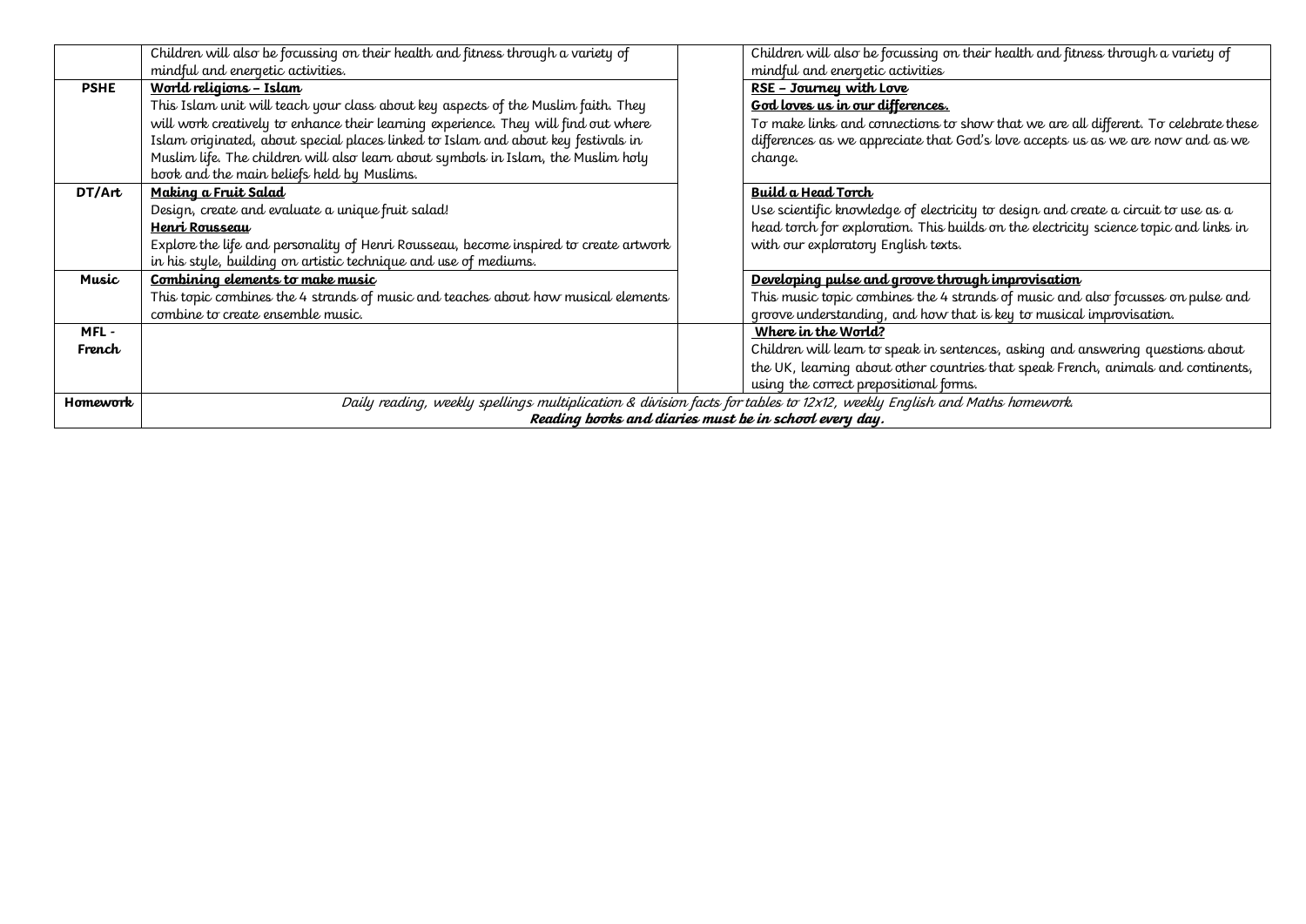| | | | |
|---|---|---|---|
| | Children will also be focussing on their health and fitness through a variety of mindful and energetic activities. | | Children will also be focussing on their health and fitness through a variety of mindful and energetic activities |
| **PSHE** | **World religions – Islam**<br>This Islam unit will teach your class about key aspects of the Muslim faith. They will work creatively to enhance their learning experience. They will find out where Islam originated, about special places linked to Islam and about key festivals in Muslim life. The children will also learn about symbols in Islam, the Muslim holy book and the main beliefs held by Muslims. | | **RSE – Journey with Love**<br>**God loves us in our differences.**<br>To make links and connections to show that we are all different. To celebrate these differences as we appreciate that God's love accepts us as we are now and as we change. |
| **DT/Art** | **Making a Fruit Salad**<br>Design, create and evaluate a unique fruit salad!<br>**Henri Rousseau**<br>Explore the life and personality of Henri Rousseau, become inspired to create artwork in his style, building on artistic technique and use of mediums. | | **Build a Head Torch**<br>Use scientific knowledge of electricity to design and create a circuit to use as a head torch for exploration. This builds on the electricity science topic and links in with our exploratory English texts. |
| **Music** | **Combining elements to make music**<br>This topic combines the 4 strands of music and teaches about how musical elements combine to create ensemble music. | | **Developing pulse and groove through improvisation**<br>This music topic combines the 4 strands of music and also focusses on pulse and groove understanding, and how that is key to musical improvisation. |
| **MFL - French** | | | **Where in the World?**<br>Children will learn to speak in sentences, asking and answering questions about the UK, learning about other countries that speak French, animals and continents, using the correct prepositional forms. |
| **Homework** | *Daily reading, weekly spellings multiplication & division facts for tables to 12x12, weekly English and Maths homework.*<br>***Reading books and diaries must be in school every day.*** | | |